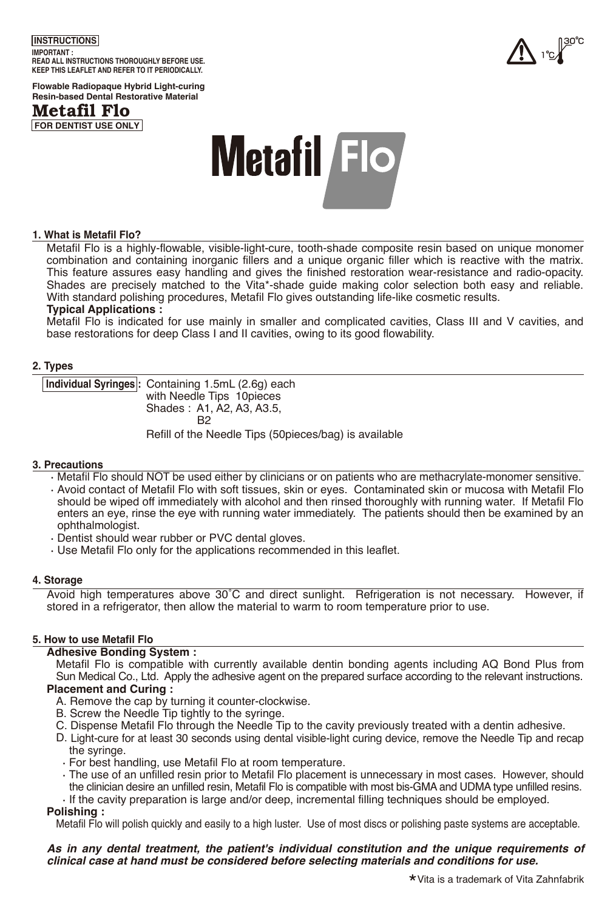**INSTRUCTIONS**

**IMPORTANT :**
**READ ALL INSTRUCTIONS THOROUGHLY BEFORE USE.**
**KEEP THIS LEAFLET AND REFER TO IT PERIODICALLY.**

1°C 30°C

**Flowable Radiopaque Hybrid Light-curing Resin-based Dental Restorative Material**

# Metafil Flo

**FOR DENTIST USE ONLY**

## 1. What is Metafil Flo?

Metafil Flo is a highly-flowable, visible-light-cure, tooth-shade composite resin based on unique monomer combination and containing inorganic fillers and a unique organic filler which is reactive with the matrix. This feature assures easy handling and gives the finished restoration wear-resistance and radio-opacity. Shades are precisely matched to the Vita*-shade guide making color selection both easy and reliable. With standard polishing procedures, Metafil Flo gives outstanding life-like cosmetic results.

**Typical Applications :**

Metafil Flo is indicated for use mainly in smaller and complicated cavities, Class III and V cavities, and base restorations for deep Class I and II cavities, owing to its good flowability.

## 2. Types

**Individual Syringes :** Containing 1.5mL (2.6g) each
with Needle Tips 10pieces
Shades : A1, A2, A3, A3.5,
B2
Refill of the Needle Tips (50pieces/bag) is available

## 3. Precautions

- Metafil Flo should NOT be used either by clinicians or on patients who are methacrylate-monomer sensitive.
- Avoid contact of Metafil Flo with soft tissues, skin or eyes. Contaminated skin or mucosa with Metafil Flo should be wiped off immediately with alcohol and then rinsed thoroughly with running water. If Metafil Flo enters an eye, rinse the eye with running water immediately. The patients should then be examined by an ophthalmologist.
- Dentist should wear rubber or PVC dental gloves.
- Use Metafil Flo only for the applications recommended in this leaflet.

## 4. Storage

Avoid high temperatures above 30˚C and direct sunlight. Refrigeration is not necessary. However, if stored in a refrigerator, then allow the material to warm to room temperature prior to use.

## 5. How to use Metafil Flo

**Adhesive Bonding System :**

Metafil Flo is compatible with currently available dentin bonding agents including AQ Bond Plus from Sun Medical Co., Ltd. Apply the adhesive agent on the prepared surface according to the relevant instructions.

**Placement and Curing :**

A. Remove the cap by turning it counter-clockwise.
B. Screw the Needle Tip tightly to the syringe.
C. Dispense Metafil Flo through the Needle Tip to the cavity previously treated with a dentin adhesive.
D. Light-cure for at least 30 seconds using dental visible-light curing device, remove the Needle Tip and recap the syringe.

- For best handling, use Metafil Flo at room temperature.
- The use of an unfilled resin prior to Metafil Flo placement is unnecessary in most cases. However, should the clinician desire an unfilled resin, Metafil Flo is compatible with most bis-GMA and UDMA type unfilled resins.
- If the cavity preparation is large and/or deep, incremental filling techniques should be employed.

**Polishing :**

Metafil Flo will polish quickly and easily to a high luster. Use of most discs or polishing paste systems are acceptable.

***As in any dental treatment, the patient's individual constitution and the unique requirements of clinical case at hand must be considered before selecting materials and conditions for use.***

*Vita is a trademark of Vita Zahnfabrik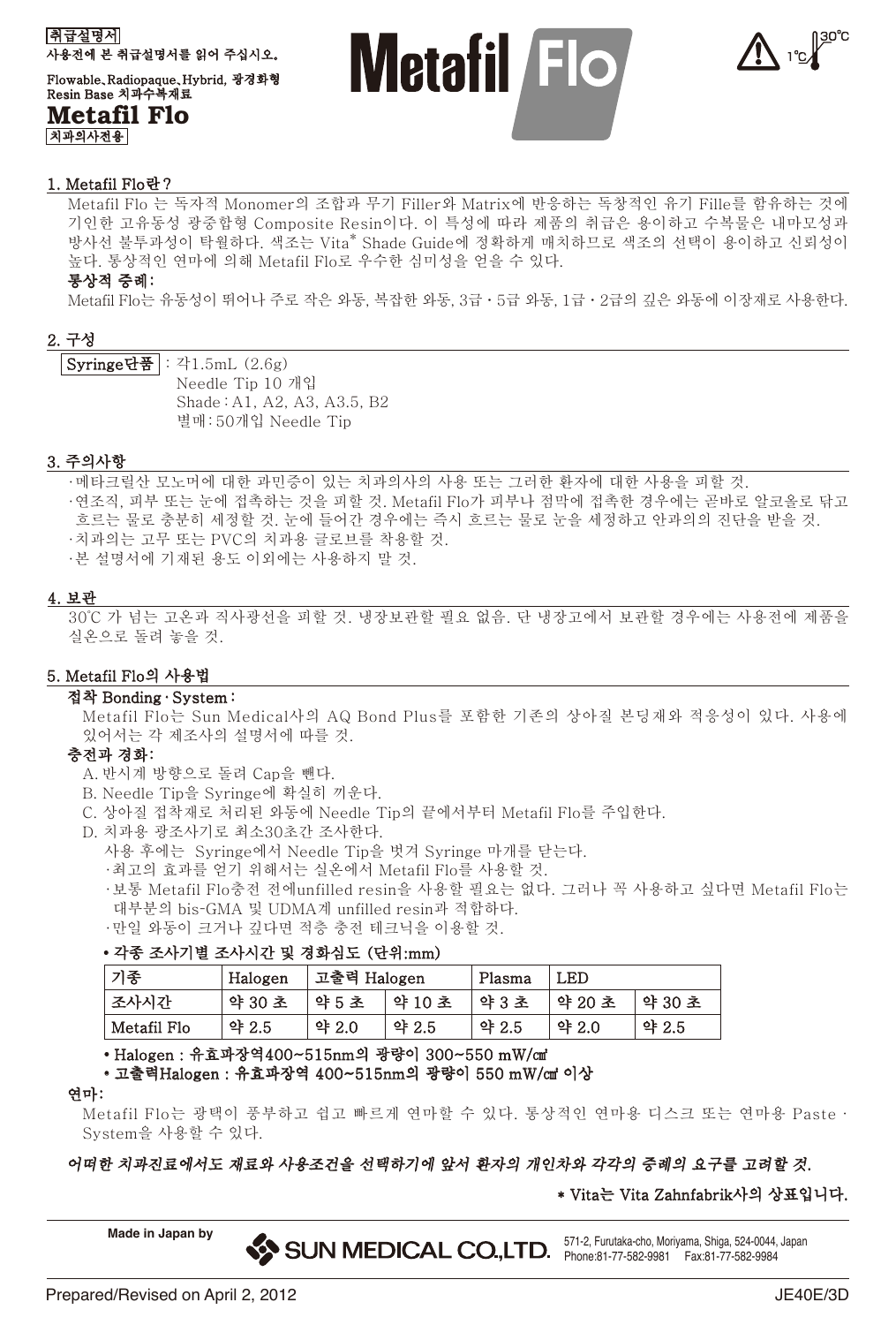취급설명서
사용전에 본 취급설명서를 읽어 주십시오.

Flowable、Radiopaque、Hybrid, 광경화형 Resin Base 치과수복재료

# Metafil Flo

치과의사전용

Metafil Flo

1℃ 30℃

## 1. Metafil Flo란?

Metafil Flo 는 독자적 Monomer의 조합과 무기 Filler와 Matrix에 반응하는 독창적인 유기 Fille를 함유하는 것에 기인한 고유동성 광중합형 Composite Resin이다. 이 특성에 따라 제품의 취급은 용이하고 수복물은 내마모성과 방사선 불투과성이 탁월하다. 색조는 Vita* Shade Guide에 정확하게 매치하므로 색조의 선택이 용이하고 신뢰성이 높다. 통상적인 연마에 의해 Metafil Flo로 우수한 심미성을 얻을 수 있다.

**통상적 증례:**

Metafil Flo는 유동성이 뛰어나 주로 작은 와동, 복잡한 와동, 3급・5급 와동, 1급・2급의 깊은 와동에 이장재로 사용한다.

## 2. 구성

Syringe단품 : 각1.5mL (2.6g)
Needle Tip 10 개입
Shade : A1, A2, A3, A3.5, B2
별매 : 50개입 Needle Tip

## 3. 주의사항

- 메타크릴산 모노머에 대한 과민증이 있는 치과의사의 사용 또는 그러한 환자에 대한 사용을 피할 것.
- 연조직, 피부 또는 눈에 접촉하는 것을 피할 것. Metafil Flo가 피부나 점막에 접촉한 경우에는 곧바로 알코올로 닦고 흐르는 물로 충분히 세정할 것. 눈에 들어간 경우에는 즉시 흐르는 물로 눈을 세정하고 안과의의 진단을 받을 것.
- 치과의는 고무 또는 PVC의 치과용 글로브를 착용할 것.
- 본 설명서에 기재된 용도 이외에는 사용하지 말 것.

## 4. 보관

30℃ 가 넘는 고온과 직사광선을 피할 것. 냉장보관할 필요 없음. 단 냉장고에서 보관할 경우에는 사용전에 제품을 실온으로 돌려 놓을 것.

## 5. Metafil Flo의 사용법

**접착 Bonding・System :**

Metafil Flo는 Sun Medical사의 AQ Bond Plus를 포함한 기존의 상아질 본딩재와 적응성이 있다. 사용에 있어서는 각 제조사의 설명서에 따를 것.

**충전과 경화 :**

A. 반시계 방향으로 돌려 Cap을 뺀다.
B. Needle Tip을 Syringe에 확실히 끼운다.
C. 상아질 접착재로 처리된 와동에 Needle Tip의 끝에서부터 Metafil Flo를 주입한다.
D. 치과용 광조사기로 최소30초간 조사한다.

사용 후에는 Syringe에서 Needle Tip을 벗겨 Syringe 마개를 닫는다.

- 최고의 효과를 얻기 위해서는 실온에서 Metafil Flo를 사용할 것.
- 보통 Metafil Flo충전 전에unfilled resin을 사용할 필요는 없다. 그러나 꼭 사용하고 싶다면 Metafil Flo는 대부분의 bis-GMA 및 UDMA계 unfilled resin과 적합하다.
- 만일 와동이 크거나 깊다면 적층 충전 테크닉을 이용할 것.

**• 각종 조사기별 조사시간 및 경화심도 (단위:mm)**

| 기종 | Halogen | 고출력 Halogen | | Plasma | LED | |
|---|---|---|---|---|---|---|
| 조사시간 | 약 30 초 | 약 5 초 | 약 10 초 | 약 3 초 | 약 20 초 | 약 30 초 |
| Metafil Flo | 약 2.5 | 약 2.0 | 약 2.5 | 약 2.5 | 약 2.0 | 약 2.5 |

- Halogen : 유효파장역400~515nm의 광량이 300~550 mW/㎠
- 고출력Halogen : 유효파장역 400~515nm의 광량이 550 mW/㎠ 이상

**연마 :**

Metafil Flo는 광택이 풍부하고 쉽고 빠르게 연마할 수 있다. 통상적인 연마용 디스크 또는 연마용 Paste・System을 사용할 수 있다.

***어떠한 치과진료에서도 재료와 사용조건을 선택하기에 앞서 환자의 개인차와 각각의 증례의 요구를 고려할 것.***

**＊Vita는 Vita Zahnfabrik사의 상표입니다.**

Made in Japan by SUN MEDICAL CO.,LTD. 571-2, Furutaka-cho, Moriyama, Shiga, 524-0044, Japan Phone:81-77-582-9981 Fax:81-77-582-9984

Prepared/Revised on April 2, 2012

JE40E/3D